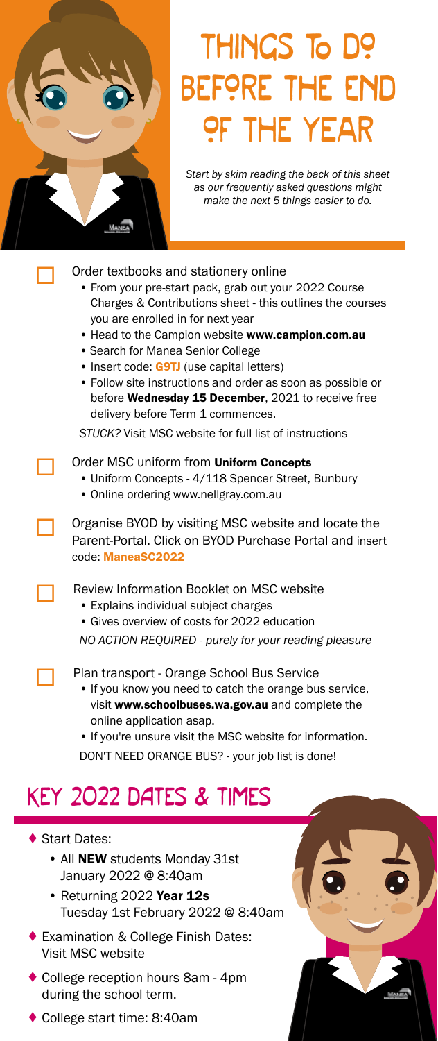# THINGS TO DO BEFORE THE END OF THE YEAR

*Start by skim reading the back of this sheet as our frequently asked questions might make the next 5 things easier to do.*

- [ ] Order textbooks and stationery online
  - From your pre-start pack, grab out your 2022 Course Charges & Contributions sheet - this outlines the courses you are enrolled in for next year
  - Head to the Campion website **www.campion.com.au**
  - Search for Manea Senior College
  - Insert code: **G9TJ** (use capital letters)
  - Follow site instructions and order as soon as possible or before **Wednesday 15 December**, 2021 to receive free delivery before Term 1 commences.

  *STUCK?* Visit MSC website for full list of instructions

- [ ] Order MSC uniform from **Uniform Concepts**
  - Uniform Concepts - 4/118 Spencer Street, Bunbury
  - Online ordering www.nellgray.com.au

- [ ] Organise BYOD by visiting MSC website and locate the Parent-Portal. Click on BYOD Purchase Portal and insert code: **ManeaSC2022**

- [ ] Review Information Booklet on MSC website
  - Explains individual subject charges
  - Gives overview of costs for 2022 education

  *NO ACTION REQUIRED - purely for your reading pleasure*

- [ ] Plan transport - Orange School Bus Service
  - If you know you need to catch the orange bus service, visit **www.schoolbuses.wa.gov.au** and complete the online application asap.
  - If you're unsure visit the MSC website for information.

  DON'T NEED ORANGE BUS? - your job list is done!

## KEY 2022 DATES & TIMES

- Start Dates:
  - All **NEW** students Monday 31st January 2022 @ 8:40am
  - Returning 2022 **Year 12s** Tuesday 1st February 2022 @ 8:40am
- Examination & College Finish Dates: Visit MSC website
- College reception hours 8am - 4pm during the school term.
- College start time: 8:40am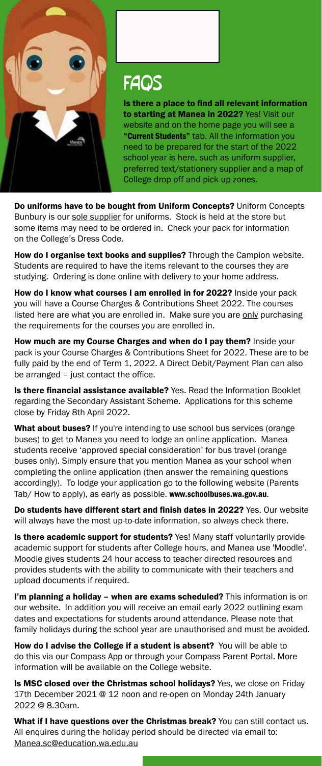# FAQS

**Is there a place to find all relevant information to starting at Manea in 2022?** Yes! Visit our website and on the home page you will see a **"Current Students"** tab. All the information you need to be prepared for the start of the 2022 school year is here, such as uniform supplier, preferred text/stationery supplier and a map of College drop off and pick up zones.

**Do uniforms have to be bought from Uniform Concepts?** Uniform Concepts Bunbury is our sole supplier for uniforms. Stock is held at the store but some items may need to be ordered in. Check your pack for information on the College's Dress Code.

**How do I organise text books and supplies?** Through the Campion website. Students are required to have the items relevant to the courses they are studying. Ordering is done online with delivery to your home address.

**How do I know what courses I am enrolled in for 2022?** Inside your pack you will have a Course Charges & Contributions Sheet 2022. The courses listed here are what you are enrolled in. Make sure you are only purchasing the requirements for the courses you are enrolled in.

**How much are my Course Charges and when do I pay them?** Inside your pack is your Course Charges & Contributions Sheet for 2022. These are to be fully paid by the end of Term 1, 2022. A Direct Debit/Payment Plan can also be arranged – just contact the office.

**Is there financial assistance available?** Yes. Read the Information Booklet regarding the Secondary Assistant Scheme. Applications for this scheme close by Friday 8th April 2022.

**What about buses?** If you're intending to use school bus services (orange buses) to get to Manea you need to lodge an online application. Manea students receive 'approved special consideration' for bus travel (orange buses only). Simply ensure that you mention Manea as your school when completing the online application (then answer the remaining questions accordingly). To lodge your application go to the following website (Parents Tab/ How to apply), as early as possible. **www.schoolbuses.wa.gov.au**.

**Do students have different start and finish dates in 2022?** Yes. Our website will always have the most up-to-date information, so always check there.

**Is there academic support for students?** Yes! Many staff voluntarily provide academic support for students after College hours, and Manea use 'Moodle'. Moodle gives students 24 hour access to teacher directed resources and provides students with the ability to communicate with their teachers and upload documents if required.

**I'm planning a holiday – when are exams scheduled?** This information is on our website. In addition you will receive an email early 2022 outlining exam dates and expectations for students around attendance. Please note that family holidays during the school year are unauthorised and must be avoided.

**How do I advise the College if a student is absent?** You will be able to do this via our Compass App or through your Compass Parent Portal. More information will be available on the College website.

**Is MSC closed over the Christmas school holidays?** Yes, we close on Friday 17th December 2021 @ 12 noon and re-open on Monday 24th January 2022 @ 8.30am.

**What if I have questions over the Christmas break?** You can still contact us. All enquires during the holiday period should be directed via email to: Manea.sc@education.wa.edu.au